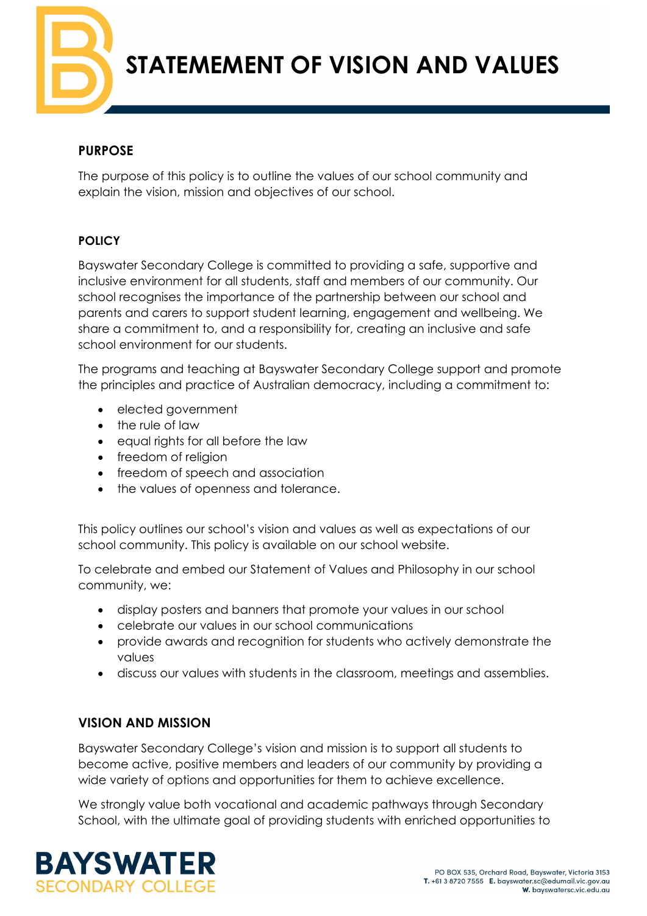# STATEMEMENT OF VISION AND VALUES

## PURPOSE

The purpose of this policy is to outline the values of our school community and explain the vision, mission and objectives of our school.

## POLICY

Bayswater Secondary College is committed to providing a safe, supportive and inclusive environment for all students, staff and members of our community. Our school recognises the importance of the partnership between our school and parents and carers to support student learning, engagement and wellbeing. We share a commitment to, and a responsibility for, creating an inclusive and safe school environment for our students.

The programs and teaching at Bayswater Secondary College support and promote the principles and practice of Australian democracy, including a commitment to:

- elected government
- the rule of law
- equal rights for all before the law
- freedom of religion
- freedom of speech and association
- the values of openness and tolerance.

This policy outlines our school's vision and values as well as expectations of our school community. This policy is available on our school website.

To celebrate and embed our Statement of Values and Philosophy in our school community, we:

- display posters and banners that promote your values in our school
- celebrate our values in our school communications
- provide awards and recognition for students who actively demonstrate the values
- discuss our values with students in the classroom, meetings and assemblies.

## VISION AND MISSION

Bayswater Secondary College's vision and mission is to support all students to become active, positive members and leaders of our community by providing a wide variety of options and opportunities for them to achieve excellence.

We strongly value both vocational and academic pathways through Secondary School, with the ultimate goal of providing students with enriched opportunities to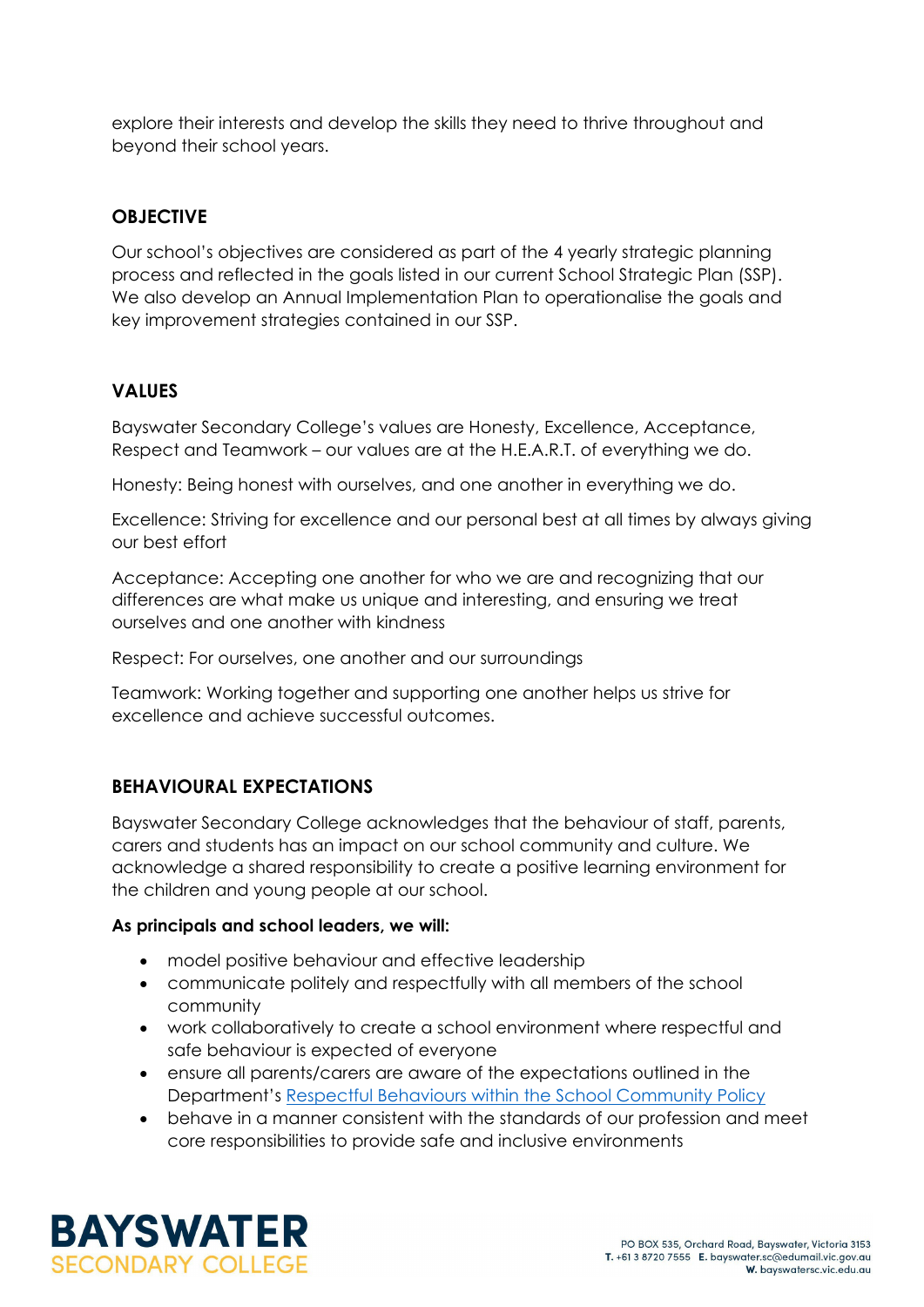explore their interests and develop the skills they need to thrive throughout and beyond their school years.

## OBJECTIVE

Our school's objectives are considered as part of the 4 yearly strategic planning process and reflected in the goals listed in our current School Strategic Plan (SSP). We also develop an Annual Implementation Plan to operationalise the goals and key improvement strategies contained in our SSP.

## VALUES

Bayswater Secondary College's values are Honesty, Excellence, Acceptance, Respect and Teamwork – our values are at the H.E.A.R.T. of everything we do.

Honesty: Being honest with ourselves, and one another in everything we do.

Excellence: Striving for excellence and our personal best at all times by always giving our best effort

Acceptance: Accepting one another for who we are and recognizing that our differences are what make us unique and interesting, and ensuring we treat ourselves and one another with kindness

Respect: For ourselves, one another and our surroundings

Teamwork: Working together and supporting one another helps us strive for excellence and achieve successful outcomes.

## BEHAVIOURAL EXPECTATIONS

Bayswater Secondary College acknowledges that the behaviour of staff, parents, carers and students has an impact on our school community and culture. We acknowledge a shared responsibility to create a positive learning environment for the children and young people at our school.

**As principals and school leaders, we will:**

- model positive behaviour and effective leadership
- communicate politely and respectfully with all members of the school community
- work collaboratively to create a school environment where respectful and safe behaviour is expected of everyone
- ensure all parents/carers are aware of the expectations outlined in the Department's Respectful Behaviours within the School Community Policy
- behave in a manner consistent with the standards of our profession and meet core responsibilities to provide safe and inclusive environments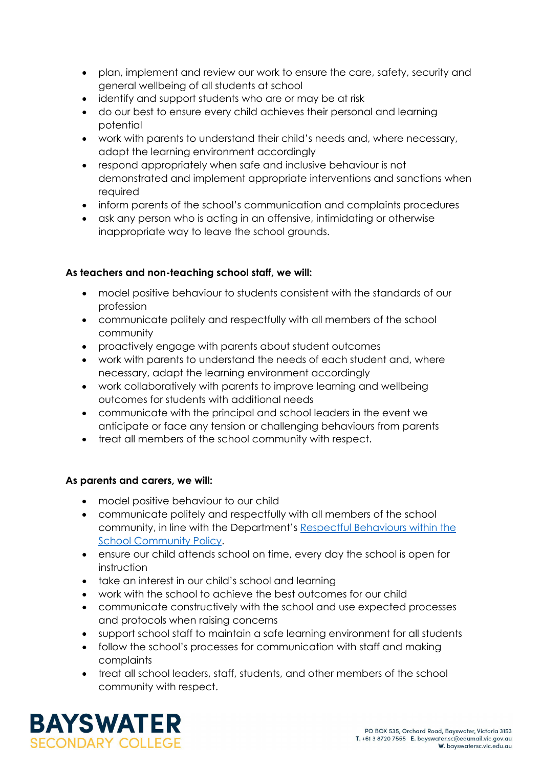- plan, implement and review our work to ensure the care, safety, security and general wellbeing of all students at school
- identify and support students who are or may be at risk
- do our best to ensure every child achieves their personal and learning potential
- work with parents to understand their child's needs and, where necessary, adapt the learning environment accordingly
- respond appropriately when safe and inclusive behaviour is not demonstrated and implement appropriate interventions and sanctions when required
- inform parents of the school's communication and complaints procedures
- ask any person who is acting in an offensive, intimidating or otherwise inappropriate way to leave the school grounds.

**As teachers and non-teaching school staff, we will:**

- model positive behaviour to students consistent with the standards of our profession
- communicate politely and respectfully with all members of the school community
- proactively engage with parents about student outcomes
- work with parents to understand the needs of each student and, where necessary, adapt the learning environment accordingly
- work collaboratively with parents to improve learning and wellbeing outcomes for students with additional needs
- communicate with the principal and school leaders in the event we anticipate or face any tension or challenging behaviours from parents
- treat all members of the school community with respect.

**As parents and carers, we will:**

- model positive behaviour to our child
- communicate politely and respectfully with all members of the school community, in line with the Department's Respectful Behaviours within the School Community Policy.
- ensure our child attends school on time, every day the school is open for instruction
- take an interest in our child's school and learning
- work with the school to achieve the best outcomes for our child
- communicate constructively with the school and use expected processes and protocols when raising concerns
- support school staff to maintain a safe learning environment for all students
- follow the school's processes for communication with staff and making complaints
- treat all school leaders, staff, students, and other members of the school community with respect.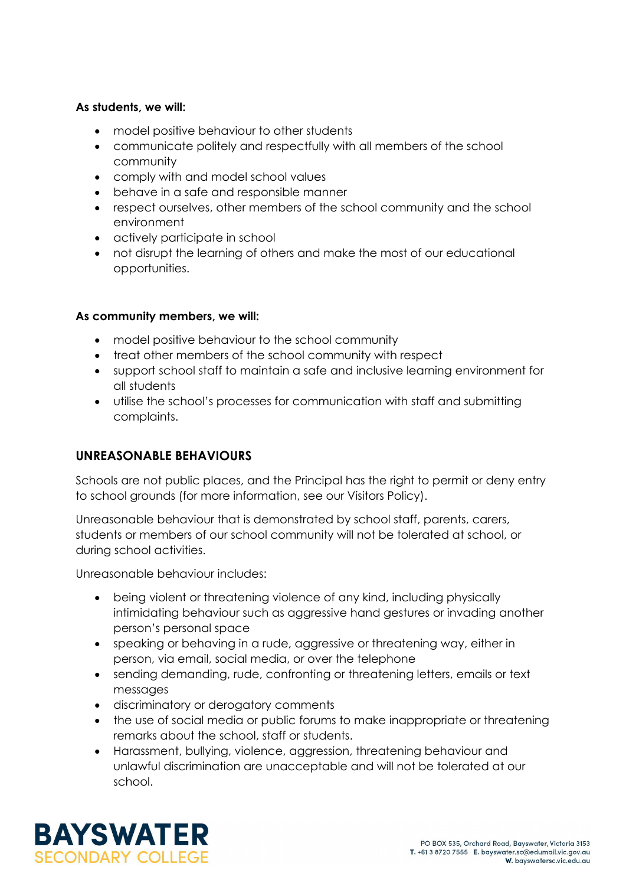**As students, we will:**

- model positive behaviour to other students
- communicate politely and respectfully with all members of the school community
- comply with and model school values
- behave in a safe and responsible manner
- respect ourselves, other members of the school community and the school environment
- actively participate in school
- not disrupt the learning of others and make the most of our educational opportunities.

**As community members, we will:**

- model positive behaviour to the school community
- treat other members of the school community with respect
- support school staff to maintain a safe and inclusive learning environment for all students
- utilise the school's processes for communication with staff and submitting complaints.

## UNREASONABLE BEHAVIOURS

Schools are not public places, and the Principal has the right to permit or deny entry to school grounds (for more information, see our Visitors Policy).

Unreasonable behaviour that is demonstrated by school staff, parents, carers, students or members of our school community will not be tolerated at school, or during school activities.

Unreasonable behaviour includes:

- being violent or threatening violence of any kind, including physically intimidating behaviour such as aggressive hand gestures or invading another person's personal space
- speaking or behaving in a rude, aggressive or threatening way, either in person, via email, social media, or over the telephone
- sending demanding, rude, confronting or threatening letters, emails or text messages
- discriminatory or derogatory comments
- the use of social media or public forums to make inappropriate or threatening remarks about the school, staff or students.
- Harassment, bullying, violence, aggression, threatening behaviour and unlawful discrimination are unacceptable and will not be tolerated at our school.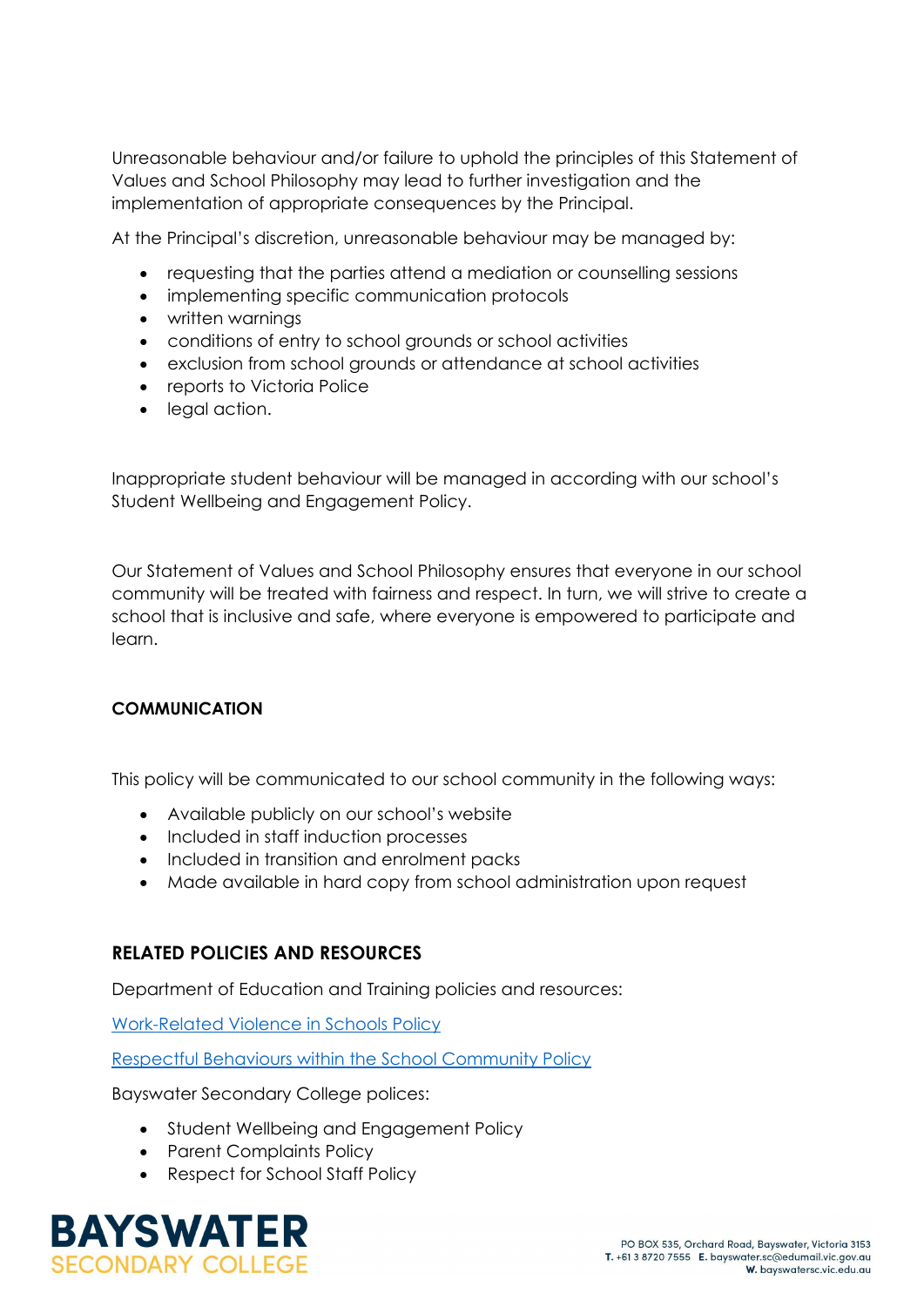Unreasonable behaviour and/or failure to uphold the principles of this Statement of Values and School Philosophy may lead to further investigation and the implementation of appropriate consequences by the Principal.

At the Principal's discretion, unreasonable behaviour may be managed by:

- requesting that the parties attend a mediation or counselling sessions
- implementing specific communication protocols
- written warnings
- conditions of entry to school grounds or school activities
- exclusion from school grounds or attendance at school activities
- reports to Victoria Police
- legal action.

Inappropriate student behaviour will be managed in according with our school's Student Wellbeing and Engagement Policy.

Our Statement of Values and School Philosophy ensures that everyone in our school community will be treated with fairness and respect. In turn, we will strive to create a school that is inclusive and safe, where everyone is empowered to participate and learn.

## COMMUNICATION

This policy will be communicated to our school community in the following ways:

- Available publicly on our school's website
- Included in staff induction processes
- Included in transition and enrolment packs
- Made available in hard copy from school administration upon request

## RELATED POLICIES AND RESOURCES

Department of Education and Training policies and resources:

Work-Related Violence in Schools Policy

Respectful Behaviours within the School Community Policy

Bayswater Secondary College polices:

- Student Wellbeing and Engagement Policy
- Parent Complaints Policy
- Respect for School Staff Policy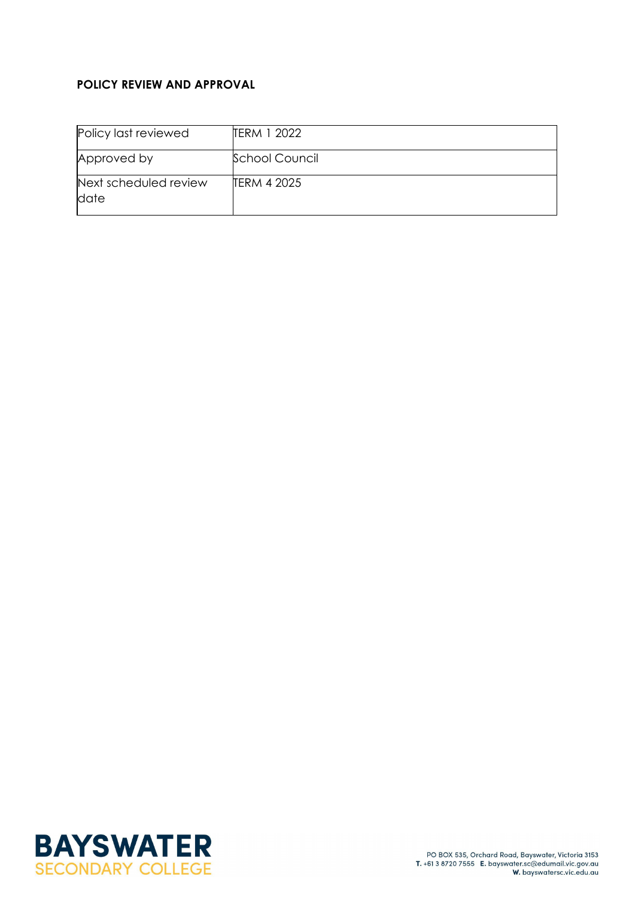**POLICY REVIEW AND APPROVAL**

| | |
|---|---|
| Policy last reviewed | TERM 1 2022 |
| Approved by | School Council |
| Next scheduled review date | TERM 4 2025 |